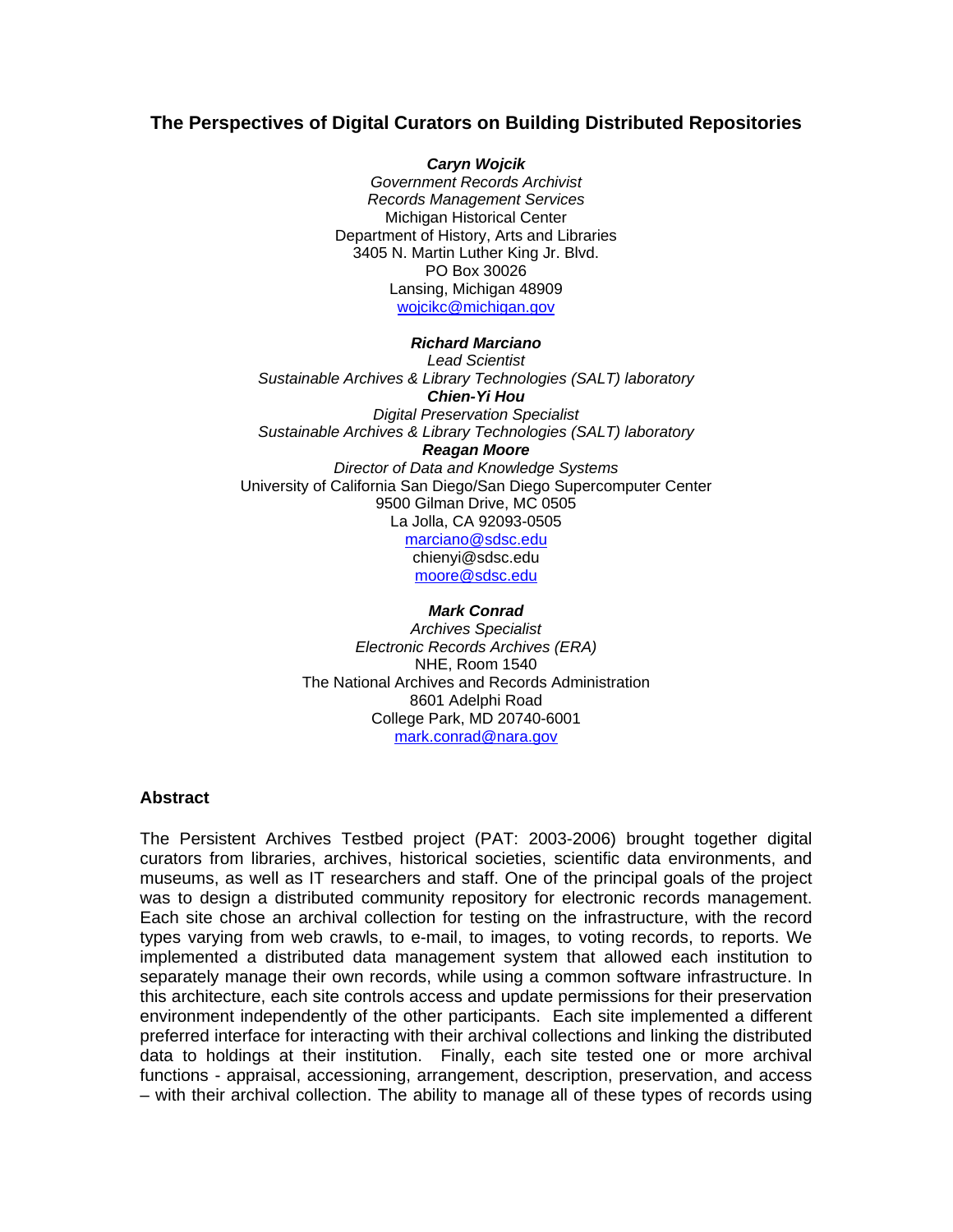# The Perspectives of Digital Curators on Building Distributed Repositories

***Caryn Wojcik***
*Government Records Archivist*
*Records Management Services*
Michigan Historical Center
Department of History, Arts and Libraries
3405 N. Martin Luther King Jr. Blvd.
PO Box 30026
Lansing, Michigan 48909
wojcikc@michigan.gov

***Richard Marciano***
*Lead Scientist*
*Sustainable Archives & Library Technologies (SALT) laboratory*
***Chien-Yi Hou***
*Digital Preservation Specialist*
*Sustainable Archives & Library Technologies (SALT) laboratory*
***Reagan Moore***
*Director of Data and Knowledge Systems*
University of California San Diego/San Diego Supercomputer Center
9500 Gilman Drive, MC 0505
La Jolla, CA 92093-0505
marciano@sdsc.edu
chienyi@sdsc.edu
moore@sdsc.edu

***Mark Conrad***
*Archives Specialist*
*Electronic Records Archives (ERA)*
NHE, Room 1540
The National Archives and Records Administration
8601 Adelphi Road
College Park, MD 20740-6001
mark.conrad@nara.gov

## Abstract

The Persistent Archives Testbed project (PAT: 2003-2006) brought together digital curators from libraries, archives, historical societies, scientific data environments, and museums, as well as IT researchers and staff. One of the principal goals of the project was to design a distributed community repository for electronic records management. Each site chose an archival collection for testing on the infrastructure, with the record types varying from web crawls, to e-mail, to images, to voting records, to reports. We implemented a distributed data management system that allowed each institution to separately manage their own records, while using a common software infrastructure. In this architecture, each site controls access and update permissions for their preservation environment independently of the other participants. Each site implemented a different preferred interface for interacting with their archival collections and linking the distributed data to holdings at their institution. Finally, each site tested one or more archival functions - appraisal, accessioning, arrangement, description, preservation, and access – with their archival collection. The ability to manage all of these types of records using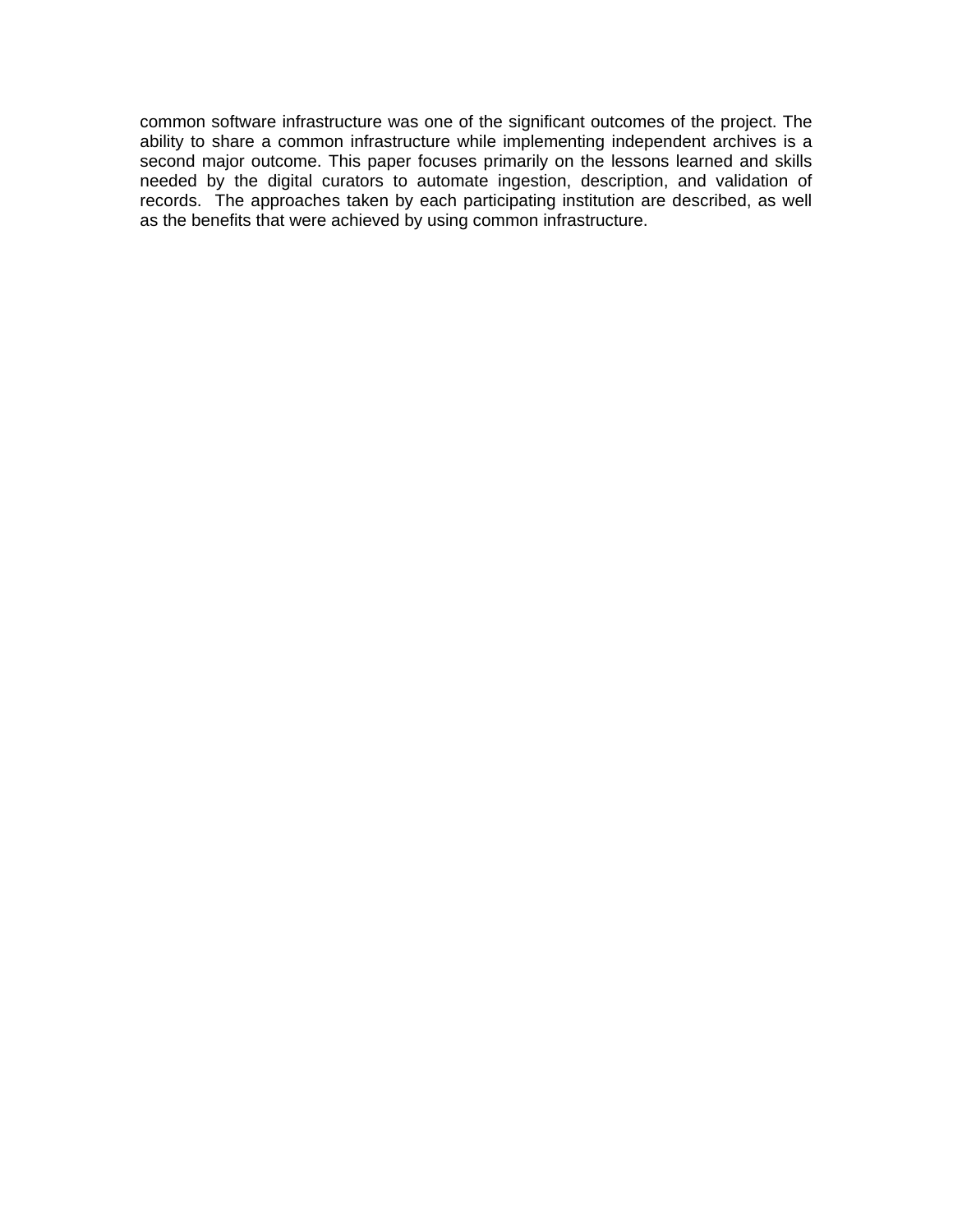common software infrastructure was one of the significant outcomes of the project. The ability to share a common infrastructure while implementing independent archives is a second major outcome. This paper focuses primarily on the lessons learned and skills needed by the digital curators to automate ingestion, description, and validation of records. The approaches taken by each participating institution are described, as well as the benefits that were achieved by using common infrastructure.